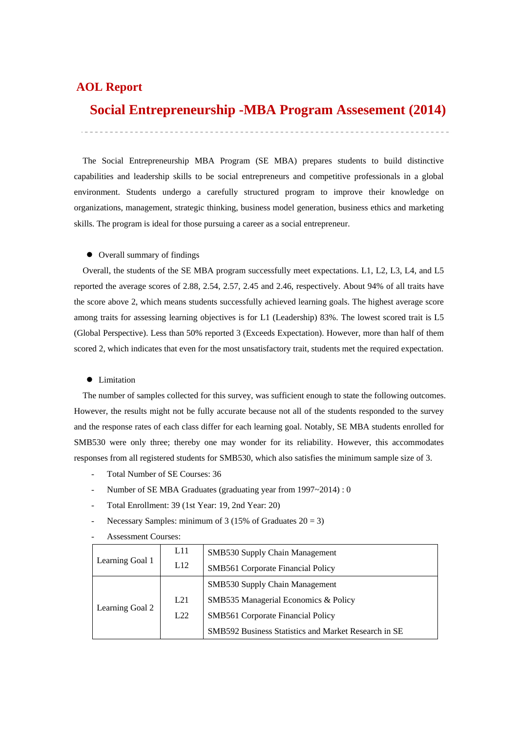## AOL Report

# Social Entrepreneurship -MBA Program Assesement (2014)

The Social Entrepreneurship MBA Program (SE MBA) prepares students to build distinctive capabilities and leadership skills to be social entrepreneurs and competitive professionals in a global environment. Students undergo a carefully structured program to improve their knowledge on organizations, management, strategic thinking, business model generation, business ethics and marketing skills. The program is ideal for those pursuing a career as a social entrepreneur.

- Overall summary of findings

Overall, the students of the SE MBA program successfully meet expectations. L1, L2, L3, L4, and L5 reported the average scores of 2.88, 2.54, 2.57, 2.45 and 2.46, respectively. About 94% of all traits have the score above 2, which means students successfully achieved learning goals. The highest average score among traits for assessing learning objectives is for L1 (Leadership) 83%. The lowest scored trait is L5 (Global Perspective). Less than 50% reported 3 (Exceeds Expectation). However, more than half of them scored 2, which indicates that even for the most unsatisfactory trait, students met the required expectation.

- Limitation

The number of samples collected for this survey, was sufficient enough to state the following outcomes. However, the results might not be fully accurate because not all of the students responded to the survey and the response rates of each class differ for each learning goal. Notably, SE MBA students enrolled for SMB530 were only three; thereby one may wonder for its reliability. However, this accommodates responses from all registered students for SMB530, which also satisfies the minimum sample size of 3.

- Total Number of SE Courses: 36
- Number of SE MBA Graduates (graduating year from 1997~2014) : 0
- Total Enrollment: 39 (1st Year: 19, 2nd Year: 20)
- Necessary Samples: minimum of 3 (15% of Graduates 20 = 3)
- Assessment Courses:

| | | |
|---|---|---|
| Learning Goal 1 | L11<br>L12 | SMB530 Supply Chain Management<br>SMB561 Corporate Financial Policy |
| Learning Goal 2 | L21<br>L22 | SMB530 Supply Chain Management<br>SMB535 Managerial Economics & Policy<br>SMB561 Corporate Financial Policy<br>SMB592 Business Statistics and Market Research in SE |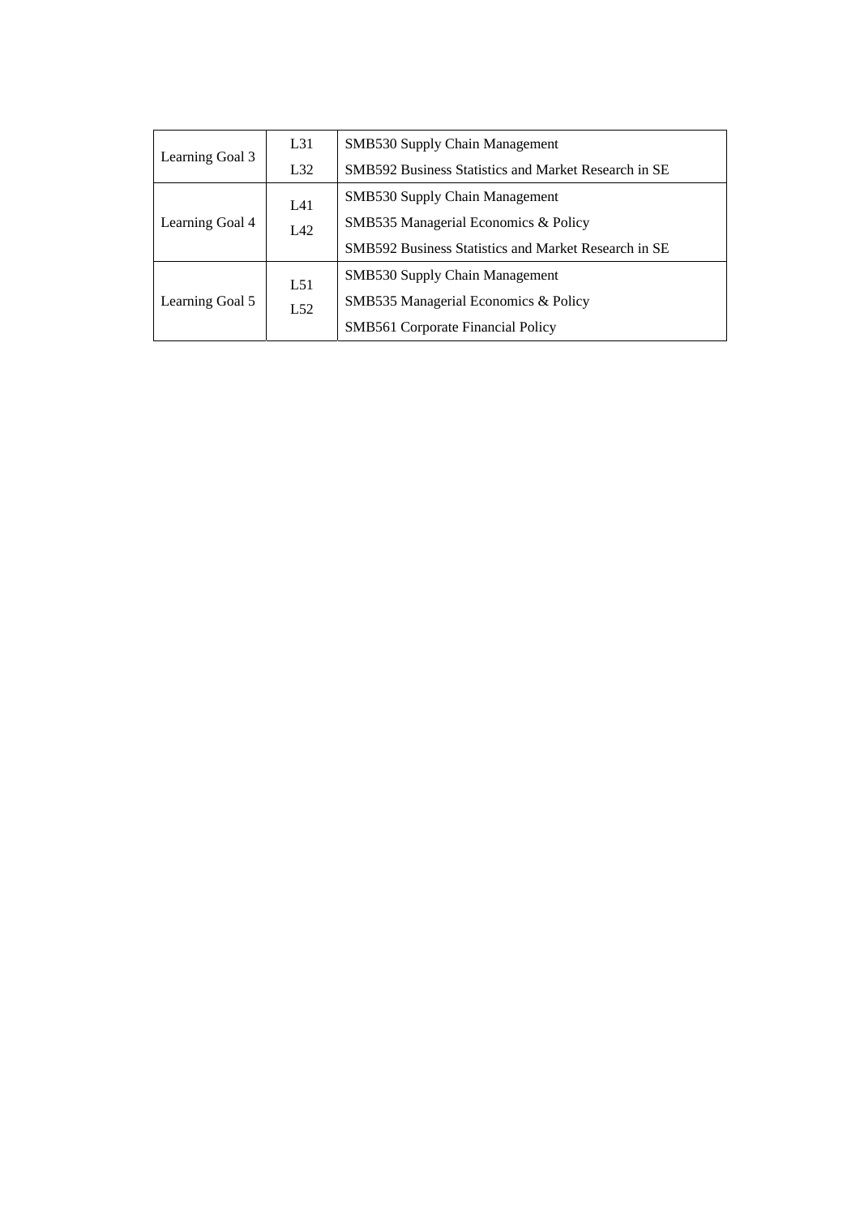| | | |
|---|---|---|
| Learning Goal 3 | L31<br>L32 | SMB530 Supply Chain Management<br>SMB592 Business Statistics and Market Research in SE |
| Learning Goal 4 | L41<br>L42 | SMB530 Supply Chain Management<br>SMB535 Managerial Economics & Policy<br>SMB592 Business Statistics and Market Research in SE |
| Learning Goal 5 | L51<br>L52 | SMB530 Supply Chain Management<br>SMB535 Managerial Economics & Policy<br>SMB561 Corporate Financial Policy |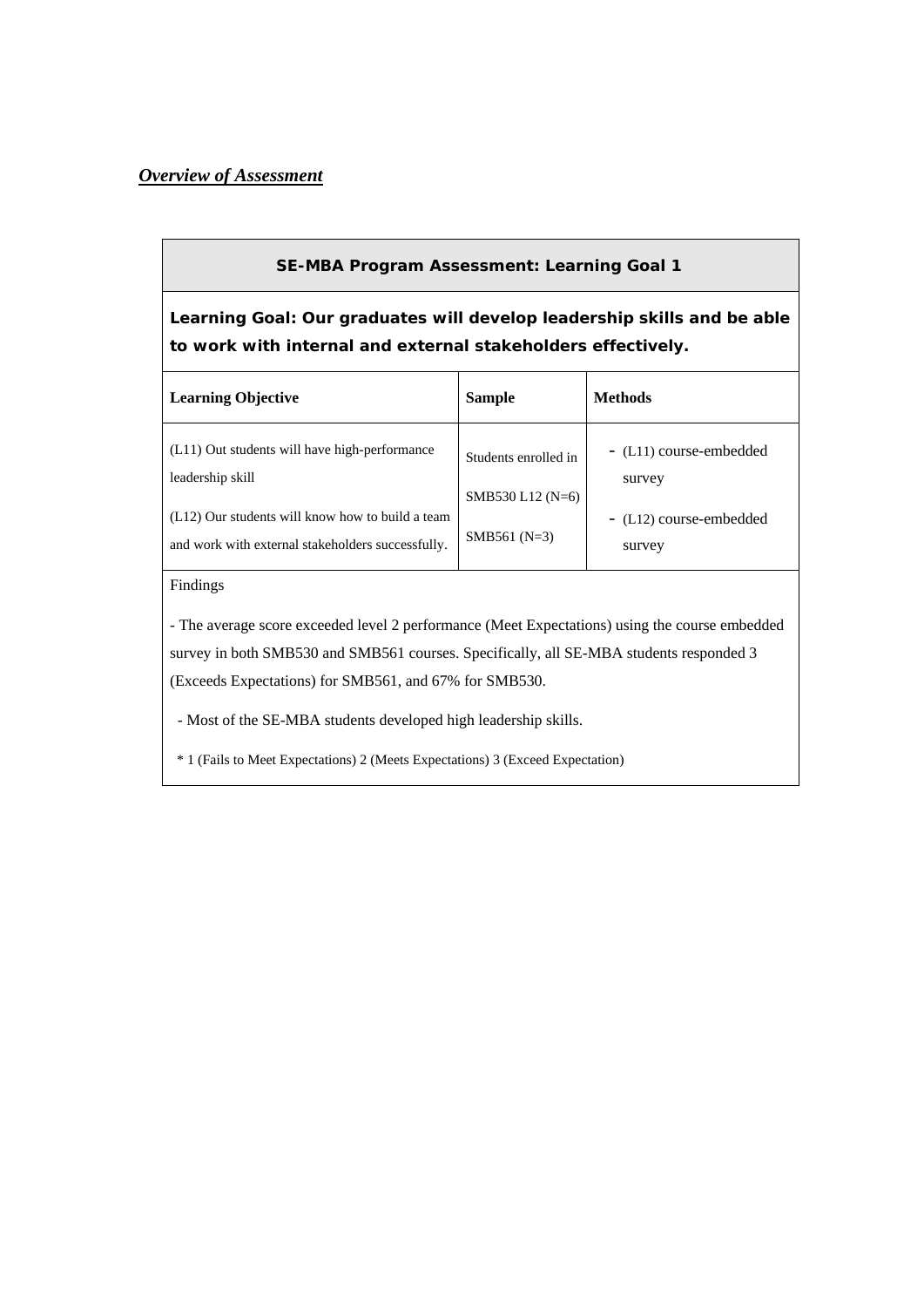***Overview of Assessment***

| **SE-MBA Program Assessment: Learning Goal 1** | | |
|---|---|---|
| **Learning Goal: Our graduates will develop leadership skills and be able to work with internal and external stakeholders effectively.** | | |
| **Learning Objective** | **Sample** | **Methods** |
| (L11) Out students will have high-performance leadership skill<br><br>(L12) Our students will know how to build a team and work with external stakeholders successfully. | Students enrolled in<br><br>SMB530 L12 (N=6)<br><br>SMB561 (N=3) | - (L11) course-embedded survey<br><br>- (L12) course-embedded survey |
| Findings<br><br>- The average score exceeded level 2 performance (Meet Expectations) using the course embedded survey in both SMB530 and SMB561 courses. Specifically, all SE-MBA students responded 3 (Exceeds Expectations) for SMB561, and 67% for SMB530.<br><br>- Most of the SE-MBA students developed high leadership skills.<br><br>* 1 (Fails to Meet Expectations) 2 (Meets Expectations) 3 (Exceed Expectation) | | |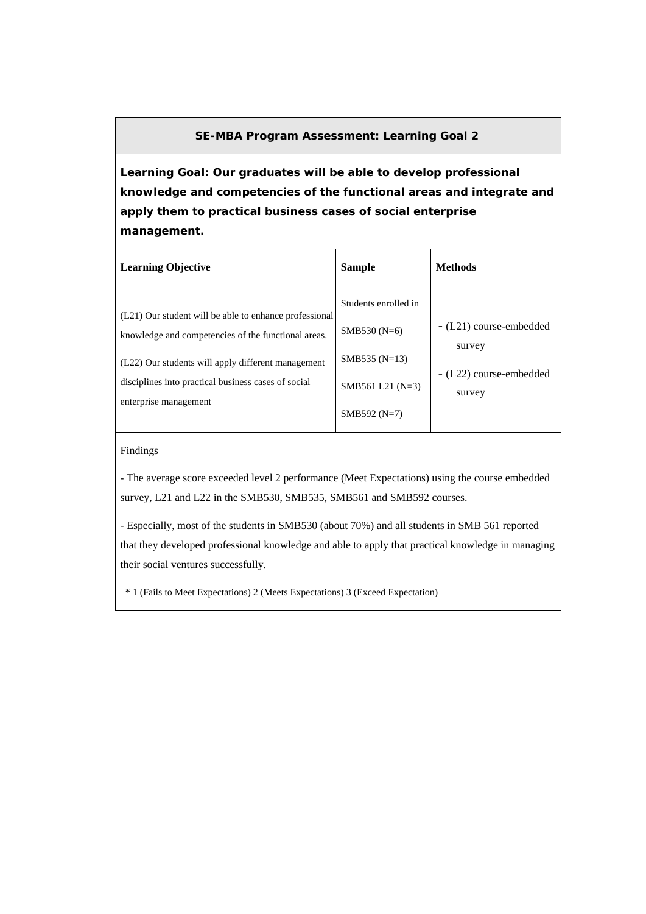**SE-MBA Program Assessment: Learning Goal 2**

**Learning Goal: Our graduates will be able to develop professional knowledge and competencies of the functional areas and integrate and apply them to practical business cases of social enterprise management.**

| Learning Objective | Sample | Methods |
|---|---|---|
| (L21) Our student will be able to enhance professional knowledge and competencies of the functional areas.<br>(L22) Our students will apply different management disciplines into practical business cases of social enterprise management | Students enrolled in<br>SMB530 (N=6)<br>SMB535 (N=13)<br>SMB561 L21 (N=3)<br>SMB592 (N=7) | - (L21) course-embedded survey<br>- (L22) course-embedded survey |

Findings

- The average score exceeded level 2 performance (Meet Expectations) using the course embedded survey, L21 and L22 in the SMB530, SMB535, SMB561 and SMB592 courses.

- Especially, most of the students in SMB530 (about 70%) and all students in SMB 561 reported that they developed professional knowledge and able to apply that practical knowledge in managing their social ventures successfully.

* 1 (Fails to Meet Expectations) 2 (Meets Expectations) 3 (Exceed Expectation)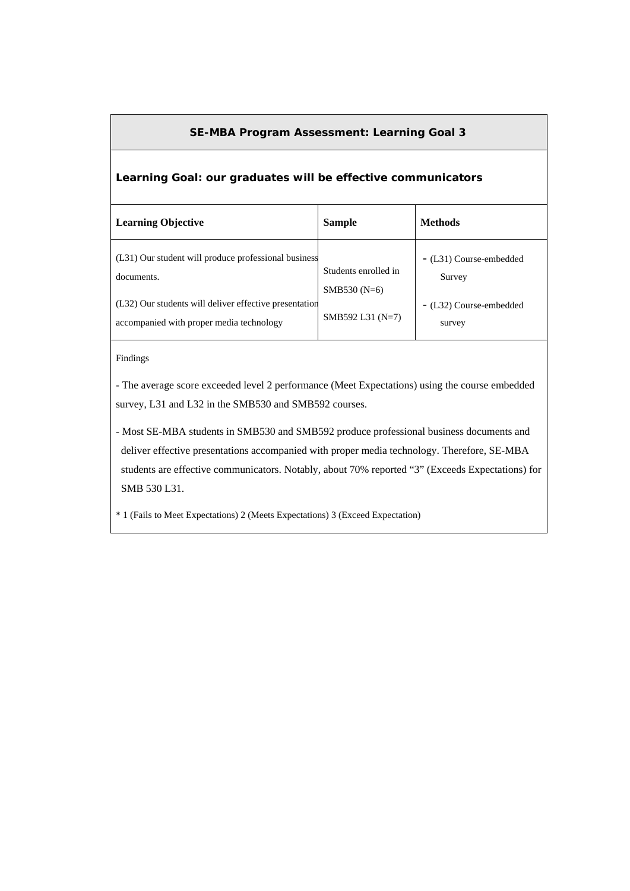## SE-MBA Program Assessment: Learning Goal 3

**Learning Goal: our graduates will be effective communicators**

| Learning Objective | Sample | Methods |
|---|---|---|
| (L31) Our student will produce professional business documents.<br>(L32) Our students will deliver effective presentation accompanied with proper media technology | Students enrolled in SMB530 (N=6)<br>SMB592 L31 (N=7) | - (L31) Course-embedded Survey<br>- (L32) Course-embedded survey |

Findings

- The average score exceeded level 2 performance (Meet Expectations) using the course embedded survey, L31 and L32 in the SMB530 and SMB592 courses.

- Most SE-MBA students in SMB530 and SMB592 produce professional business documents and deliver effective presentations accompanied with proper media technology. Therefore, SE-MBA students are effective communicators. Notably, about 70% reported "3" (Exceeds Expectations) for SMB 530 L31.

* 1 (Fails to Meet Expectations) 2 (Meets Expectations) 3 (Exceed Expectation)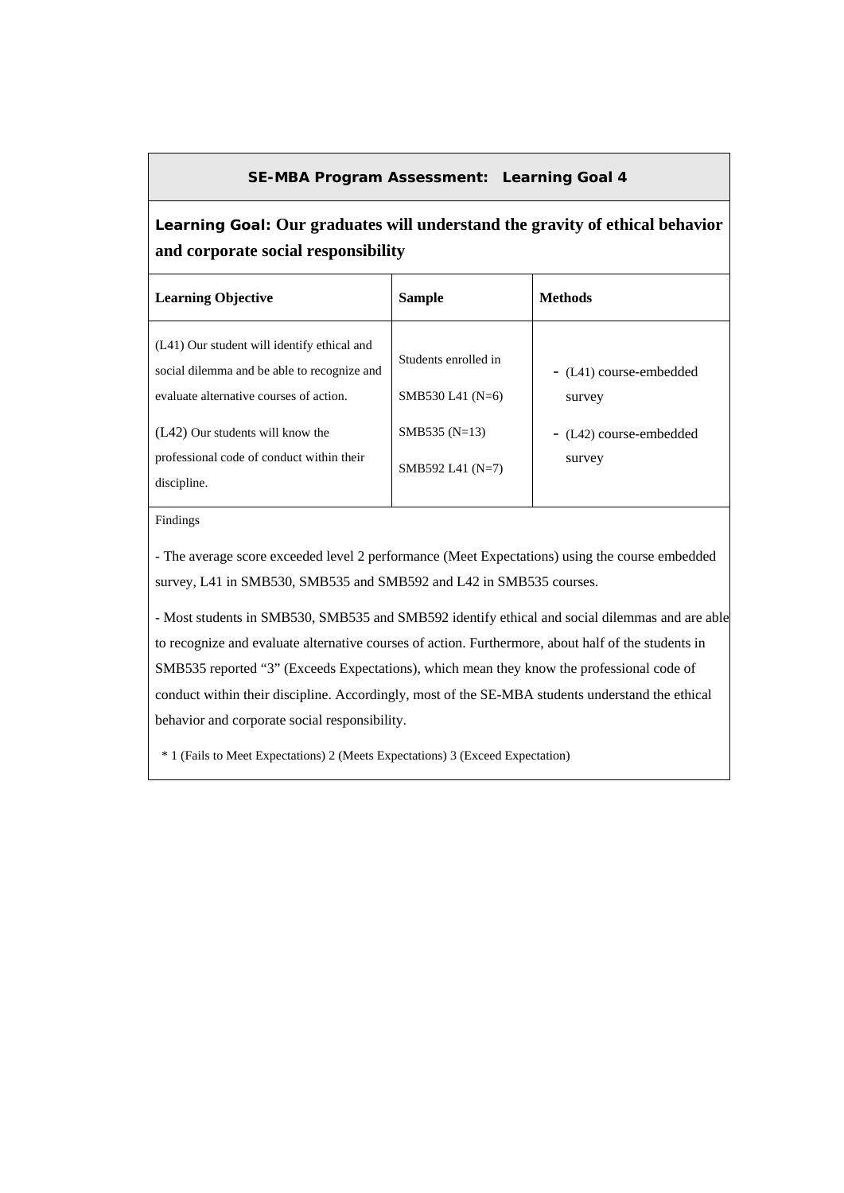## SE-MBA Program Assessment: Learning Goal 4

**Learning Goal: Our graduates will understand the gravity of ethical behavior and corporate social responsibility**

| Learning Objective | Sample | Methods |
|---|---|---|
| (L41) Our student will identify ethical and social dilemma and be able to recognize and evaluate alternative courses of action.<br><br>(L42) Our students will know the professional code of conduct within their discipline. | Students enrolled in<br><br>SMB530 L41 (N=6)<br><br>SMB535 (N=13)<br><br>SMB592 L41 (N=7) | - (L41) course-embedded survey<br><br>- (L42) course-embedded survey |

Findings

- The average score exceeded level 2 performance (Meet Expectations) using the course embedded survey, L41 in SMB530, SMB535 and SMB592 and L42 in SMB535 courses.

- Most students in SMB530, SMB535 and SMB592 identify ethical and social dilemmas and are able to recognize and evaluate alternative courses of action. Furthermore, about half of the students in SMB535 reported "3" (Exceeds Expectations), which mean they know the professional code of conduct within their discipline. Accordingly, most of the SE-MBA students understand the ethical behavior and corporate social responsibility.

* 1 (Fails to Meet Expectations) 2 (Meets Expectations) 3 (Exceed Expectation)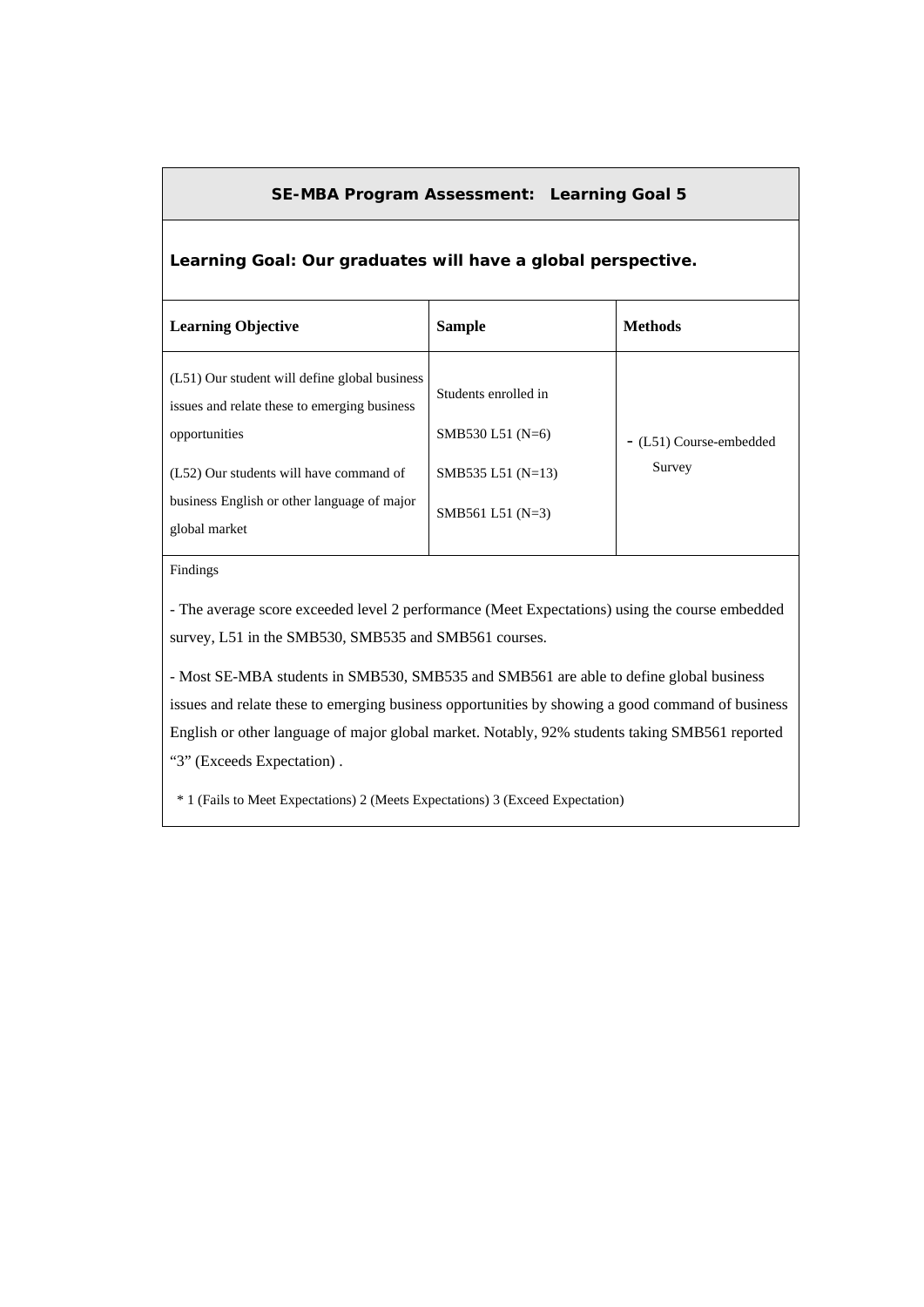## SE-MBA Program Assessment: Learning Goal 5

**Learning Goal: Our graduates will have a global perspective.**

| Learning Objective | Sample | Methods |
|---|---|---|
| (L51) Our student will define global business issues and relate these to emerging business opportunities<br><br>(L52) Our students will have command of business English or other language of major global market | Students enrolled in<br><br>SMB530 L51 (N=6)<br><br>SMB535 L51 (N=13)<br><br>SMB561 L51 (N=3) | - (L51) Course-embedded Survey |

Findings

- The average score exceeded level 2 performance (Meet Expectations) using the course embedded survey, L51 in the SMB530, SMB535 and SMB561 courses.

- Most SE-MBA students in SMB530, SMB535 and SMB561 are able to define global business issues and relate these to emerging business opportunities by showing a good command of business English or other language of major global market. Notably, 92% students taking SMB561 reported "3" (Exceeds Expectation) .

* 1 (Fails to Meet Expectations) 2 (Meets Expectations) 3 (Exceed Expectation)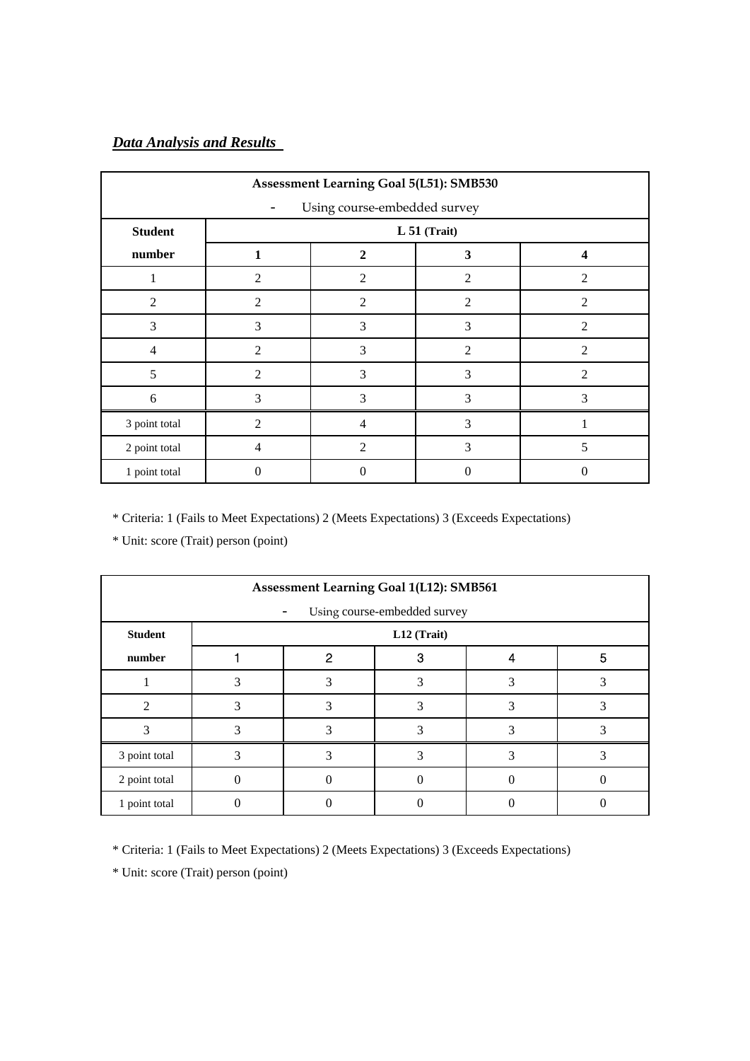***Data Analysis and Results***

| Assessment Learning Goal 5(L51): SMB530<br>- Using course-embedded survey | | | | |
|---|---|---|---|---|
| **Student number** | **L 51 (Trait)** | | | |
| | **1** | **2** | **3** | **4** |
| 1 | 2 | 2 | 2 | 2 |
| 2 | 2 | 2 | 2 | 2 |
| 3 | 3 | 3 | 3 | 2 |
| 4 | 2 | 3 | 2 | 2 |
| 5 | 2 | 3 | 3 | 2 |
| 6 | 3 | 3 | 3 | 3 |
| 3 point total | 2 | 4 | 3 | 1 |
| 2 point total | 4 | 2 | 3 | 5 |
| 1 point total | 0 | 0 | 0 | 0 |

* Criteria: 1 (Fails to Meet Expectations) 2 (Meets Expectations) 3 (Exceeds Expectations)

* Unit: score (Trait) person (point)

| Assessment Learning Goal 1(L12): SMB561<br>- Using course-embedded survey | | | | | |
|---|---|---|---|---|---|
| **Student number** | **L12 (Trait)** | | | | |
| | 1 | 2 | 3 | 4 | 5 |
| 1 | 3 | 3 | 3 | 3 | 3 |
| 2 | 3 | 3 | 3 | 3 | 3 |
| 3 | 3 | 3 | 3 | 3 | 3 |
| 3 point total | 3 | 3 | 3 | 3 | 3 |
| 2 point total | 0 | 0 | 0 | 0 | 0 |
| 1 point total | 0 | 0 | 0 | 0 | 0 |

* Criteria: 1 (Fails to Meet Expectations) 2 (Meets Expectations) 3 (Exceeds Expectations)

* Unit: score (Trait) person (point)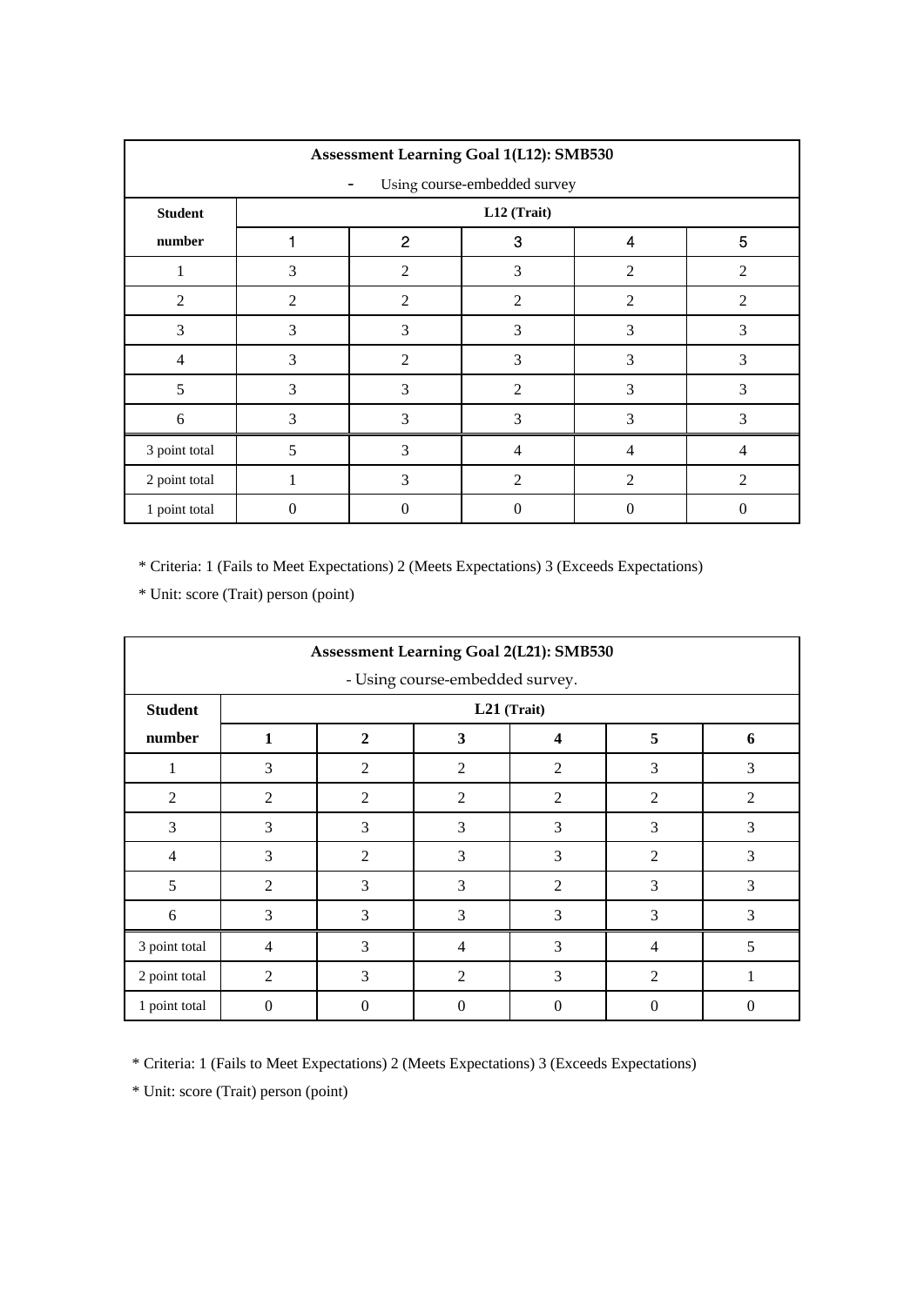| Assessment Learning Goal 1(L12): SMB530 - Using course-embedded survey | | | | | |
|---|---|---|---|---|---|
| Student number | L12 (Trait) | | | | |
| | 1 | 2 | 3 | 4 | 5 |
| 1 | 3 | 2 | 3 | 2 | 2 |
| 2 | 2 | 2 | 2 | 2 | 2 |
| 3 | 3 | 3 | 3 | 3 | 3 |
| 4 | 3 | 2 | 3 | 3 | 3 |
| 5 | 3 | 3 | 2 | 3 | 3 |
| 6 | 3 | 3 | 3 | 3 | 3 |
| 3 point total | 5 | 3 | 4 | 4 | 4 |
| 2 point total | 1 | 3 | 2 | 2 | 2 |
| 1 point total | 0 | 0 | 0 | 0 | 0 |

* Criteria: 1 (Fails to Meet Expectations) 2 (Meets Expectations) 3 (Exceeds Expectations)

* Unit: score (Trait) person (point)

| Assessment Learning Goal 2(L21): SMB530 - Using course-embedded survey. | | | | | | |
|---|---|---|---|---|---|---|
| Student number | L21 (Trait) | | | | | |
| | 1 | 2 | 3 | 4 | 5 | 6 |
| 1 | 3 | 2 | 2 | 2 | 3 | 3 |
| 2 | 2 | 2 | 2 | 2 | 2 | 2 |
| 3 | 3 | 3 | 3 | 3 | 3 | 3 |
| 4 | 3 | 2 | 3 | 3 | 2 | 3 |
| 5 | 2 | 3 | 3 | 2 | 3 | 3 |
| 6 | 3 | 3 | 3 | 3 | 3 | 3 |
| 3 point total | 4 | 3 | 4 | 3 | 4 | 5 |
| 2 point total | 2 | 3 | 2 | 3 | 2 | 1 |
| 1 point total | 0 | 0 | 0 | 0 | 0 | 0 |

* Criteria: 1 (Fails to Meet Expectations) 2 (Meets Expectations) 3 (Exceeds Expectations)

* Unit: score (Trait) person (point)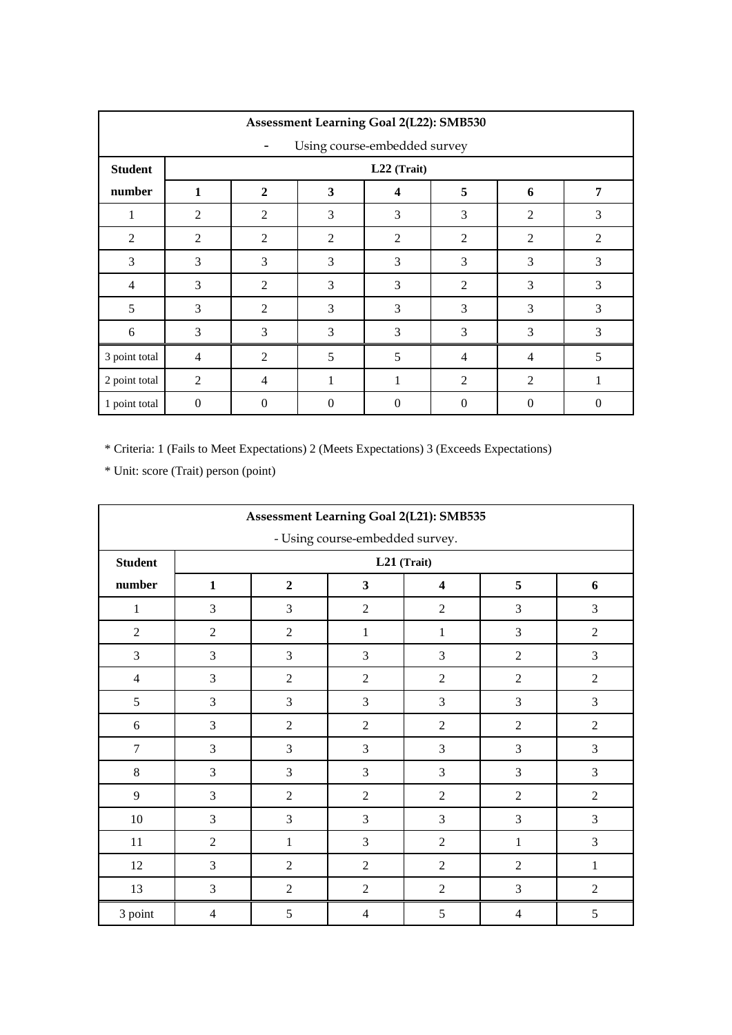| Assessment Learning Goal 2(L22): SMB530 | | | | | | | |
|---|---|---|---|---|---|---|---|
| - Using course-embedded survey | | | | | | | |
| **Student number** | **L22 (Trait)** | | | | | | |
| | **1** | **2** | **3** | **4** | **5** | **6** | **7** |
| 1 | 2 | 2 | 3 | 3 | 3 | 2 | 3 |
| 2 | 2 | 2 | 2 | 2 | 2 | 2 | 2 |
| 3 | 3 | 3 | 3 | 3 | 3 | 3 | 3 |
| 4 | 3 | 2 | 3 | 3 | 2 | 3 | 3 |
| 5 | 3 | 2 | 3 | 3 | 3 | 3 | 3 |
| 6 | 3 | 3 | 3 | 3 | 3 | 3 | 3 |
| 3 point total | 4 | 2 | 5 | 5 | 4 | 4 | 5 |
| 2 point total | 2 | 4 | 1 | 1 | 2 | 2 | 1 |
| 1 point total | 0 | 0 | 0 | 0 | 0 | 0 | 0 |

* Criteria: 1 (Fails to Meet Expectations) 2 (Meets Expectations) 3 (Exceeds Expectations)

* Unit: score (Trait) person (point)

| Assessment Learning Goal 2(L21): SMB535 | | | | | | |
|---|---|---|---|---|---|---|
| - Using course-embedded survey. | | | | | | |
| **Student number** | **L21 (Trait)** | | | | | |
| | **1** | **2** | **3** | **4** | **5** | **6** |
| 1 | 3 | 3 | 2 | 2 | 3 | 3 |
| 2 | 2 | 2 | 1 | 1 | 3 | 2 |
| 3 | 3 | 3 | 3 | 3 | 2 | 3 |
| 4 | 3 | 2 | 2 | 2 | 2 | 2 |
| 5 | 3 | 3 | 3 | 3 | 3 | 3 |
| 6 | 3 | 2 | 2 | 2 | 2 | 2 |
| 7 | 3 | 3 | 3 | 3 | 3 | 3 |
| 8 | 3 | 3 | 3 | 3 | 3 | 3 |
| 9 | 3 | 2 | 2 | 2 | 2 | 2 |
| 10 | 3 | 3 | 3 | 3 | 3 | 3 |
| 11 | 2 | 1 | 3 | 2 | 1 | 3 |
| 12 | 3 | 2 | 2 | 2 | 2 | 1 |
| 13 | 3 | 2 | 2 | 2 | 3 | 2 |
| 3 point | 4 | 5 | 4 | 5 | 4 | 5 |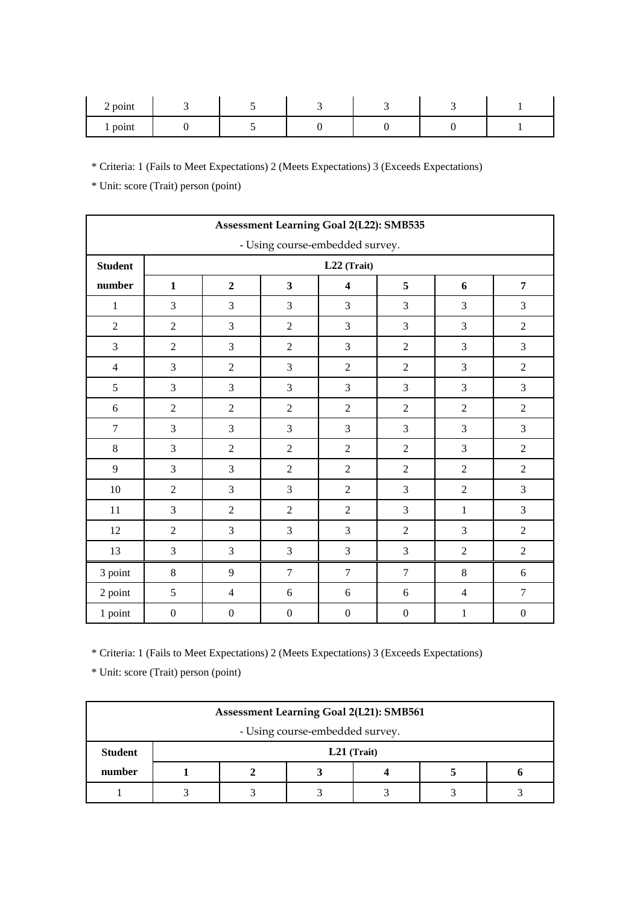| 2 point | 3 | 5 | 3 | 3 | 3 | 1 |
|---|---|---|---|---|---|---|
| 1 point | 0 | 5 | 0 | 0 | 0 | 1 |

* Criteria: 1 (Fails to Meet Expectations) 2 (Meets Expectations) 3 (Exceeds Expectations)

* Unit: score (Trait) person (point)

| Assessment Learning Goal 2(L22): SMB535<br>- Using course-embedded survey. | | | | | | | |
|---|---|---|---|---|---|---|---|
| **Student number** | **L22 (Trait)** | | | | | | |
| | **1** | **2** | **3** | **4** | **5** | **6** | **7** |
| 1 | 3 | 3 | 3 | 3 | 3 | 3 | 3 |
| 2 | 2 | 3 | 2 | 3 | 3 | 3 | 2 |
| 3 | 2 | 3 | 2 | 3 | 2 | 3 | 3 |
| 4 | 3 | 2 | 3 | 2 | 2 | 3 | 2 |
| 5 | 3 | 3 | 3 | 3 | 3 | 3 | 3 |
| 6 | 2 | 2 | 2 | 2 | 2 | 2 | 2 |
| 7 | 3 | 3 | 3 | 3 | 3 | 3 | 3 |
| 8 | 3 | 2 | 2 | 2 | 2 | 3 | 2 |
| 9 | 3 | 3 | 2 | 2 | 2 | 2 | 2 |
| 10 | 2 | 3 | 3 | 2 | 3 | 2 | 3 |
| 11 | 3 | 2 | 2 | 2 | 3 | 1 | 3 |
| 12 | 2 | 3 | 3 | 3 | 2 | 3 | 2 |
| 13 | 3 | 3 | 3 | 3 | 3 | 2 | 2 |
| 3 point | 8 | 9 | 7 | 7 | 7 | 8 | 6 |
| 2 point | 5 | 4 | 6 | 6 | 6 | 4 | 7 |
| 1 point | 0 | 0 | 0 | 0 | 0 | 1 | 0 |

* Criteria: 1 (Fails to Meet Expectations) 2 (Meets Expectations) 3 (Exceeds Expectations)

* Unit: score (Trait) person (point)

| Assessment Learning Goal 2(L21): SMB561<br>- Using course-embedded survey. | | | | | | |
|---|---|---|---|---|---|---|
| **Student number** | **L21 (Trait)** | | | | | |
| | **1** | **2** | **3** | **4** | **5** | **6** |
| 1 | 3 | 3 | 3 | 3 | 3 | 3 |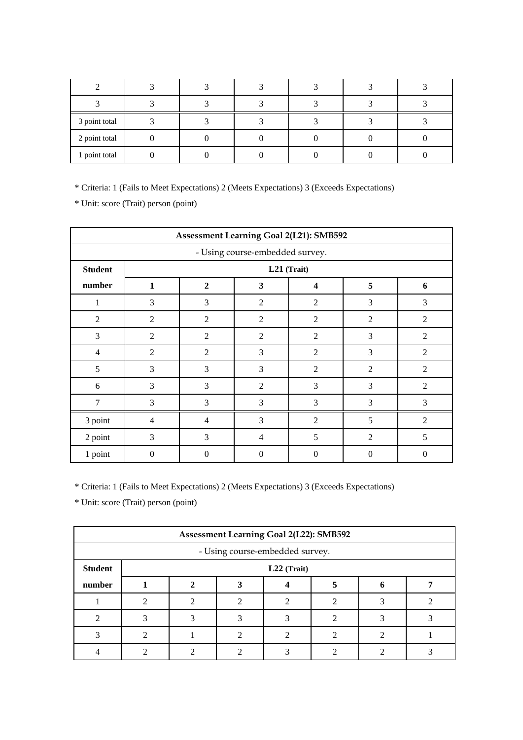| | | | | | | |
|---|---|---|---|---|---|---|
| 2 | 3 | 3 | 3 | 3 | 3 | 3 |
| 3 | 3 | 3 | 3 | 3 | 3 | 3 |
| 3 point total | 3 | 3 | 3 | 3 | 3 | 3 |
| 2 point total | 0 | 0 | 0 | 0 | 0 | 0 |
| 1 point total | 0 | 0 | 0 | 0 | 0 | 0 |

* Criteria: 1 (Fails to Meet Expectations) 2 (Meets Expectations) 3 (Exceeds Expectations)

* Unit: score (Trait) person (point)

| **Assessment Learning Goal 2(L21): SMB592** | | | | | | |
|---|---|---|---|---|---|---|
| - Using course-embedded survey. | | | | | | |
| **Student** | **L21 (Trait)** | | | | | |
| **number** | **1** | **2** | **3** | **4** | **5** | **6** |
| 1 | 3 | 3 | 2 | 2 | 3 | 3 |
| 2 | 2 | 2 | 2 | 2 | 2 | 2 |
| 3 | 2 | 2 | 2 | 2 | 3 | 2 |
| 4 | 2 | 2 | 3 | 2 | 3 | 2 |
| 5 | 3 | 3 | 3 | 2 | 2 | 2 |
| 6 | 3 | 3 | 2 | 3 | 3 | 2 |
| 7 | 3 | 3 | 3 | 3 | 3 | 3 |
| 3 point | 4 | 4 | 3 | 2 | 5 | 2 |
| 2 point | 3 | 3 | 4 | 5 | 2 | 5 |
| 1 point | 0 | 0 | 0 | 0 | 0 | 0 |

* Criteria: 1 (Fails to Meet Expectations) 2 (Meets Expectations) 3 (Exceeds Expectations)

* Unit: score (Trait) person (point)

| **Assessment Learning Goal 2(L22): SMB592** | | | | | | | |
|---|---|---|---|---|---|---|---|
| - Using course-embedded survey. | | | | | | | |
| **Student** | **L22 (Trait)** | | | | | | |
| **number** | **1** | **2** | **3** | **4** | **5** | **6** | **7** |
| 1 | 2 | 2 | 2 | 2 | 2 | 3 | 2 |
| 2 | 3 | 3 | 3 | 3 | 2 | 3 | 3 |
| 3 | 2 | 1 | 2 | 2 | 2 | 2 | 1 |
| 4 | 2 | 2 | 2 | 3 | 2 | 2 | 3 |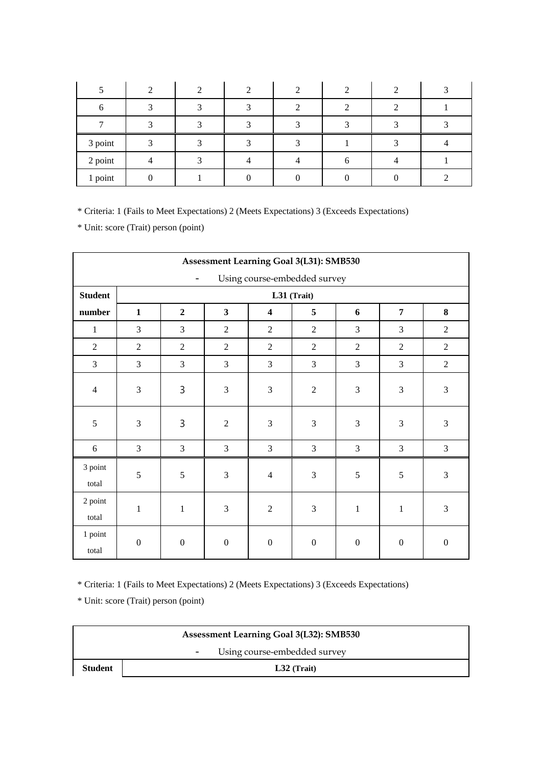| 5 | 2 | 2 | 2 | 2 | 2 | 2 | 3 |
|---|---|---|---|---|---|---|---|
| 6 | 3 | 3 | 3 | 2 | 2 | 2 | 1 |
| 7 | 3 | 3 | 3 | 3 | 3 | 3 | 3 |
| 3 point | 3 | 3 | 3 | 3 | 1 | 3 | 4 |
| 2 point | 4 | 3 | 4 | 4 | 6 | 4 | 1 |
| 1 point | 0 | 1 | 0 | 0 | 0 | 0 | 2 |

* Criteria: 1 (Fails to Meet Expectations) 2 (Meets Expectations) 3 (Exceeds Expectations)

* Unit: score (Trait) person (point)

| **Assessment Learning Goal 3(L31): SMB530**<br>- Using course-embedded survey | | | | | | | | |
|---|---|---|---|---|---|---|---|---|
| **Student number** | **L31 (Trait)** | | | | | | | |
| | **1** | **2** | **3** | **4** | **5** | **6** | **7** | **8** |
| 1 | 3 | 3 | 2 | 2 | 2 | 3 | 3 | 2 |
| 2 | 2 | 2 | 2 | 2 | 2 | 2 | 2 | 2 |
| 3 | 3 | 3 | 3 | 3 | 3 | 3 | 3 | 2 |
| 4 | 3 | 3 | 3 | 3 | 2 | 3 | 3 | 3 |
| 5 | 3 | 3 | 2 | 3 | 3 | 3 | 3 | 3 |
| 6 | 3 | 3 | 3 | 3 | 3 | 3 | 3 | 3 |
| 3 point total | 5 | 5 | 3 | 4 | 3 | 5 | 5 | 3 |
| 2 point total | 1 | 1 | 3 | 2 | 3 | 1 | 1 | 3 |
| 1 point total | 0 | 0 | 0 | 0 | 0 | 0 | 0 | 0 |

* Criteria: 1 (Fails to Meet Expectations) 2 (Meets Expectations) 3 (Exceeds Expectations)

* Unit: score (Trait) person (point)

| **Assessment Learning Goal 3(L32): SMB530**<br>- Using course-embedded survey | |
|---|---|
| **Student** | **L32 (Trait)** |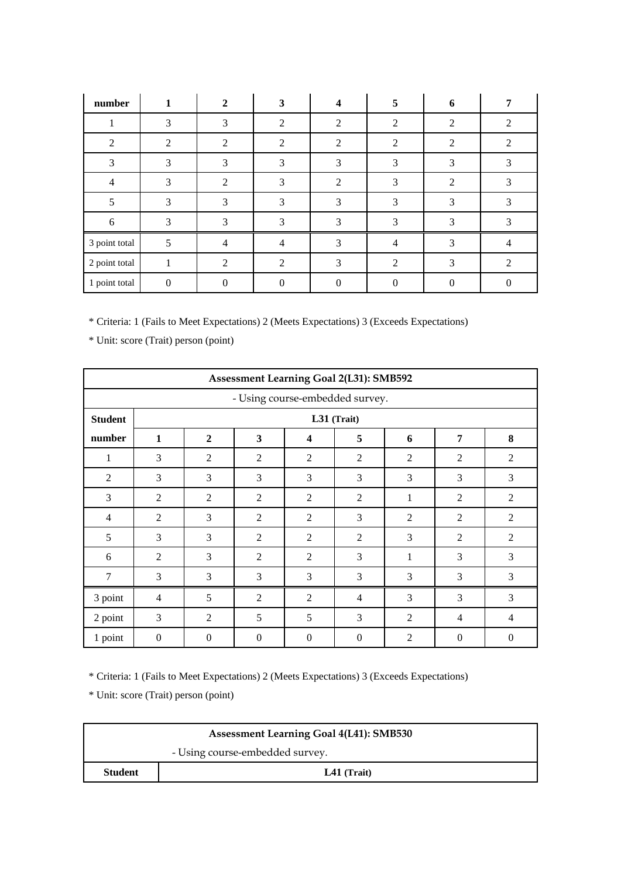| number | 1 | 2 | 3 | 4 | 5 | 6 | 7 |
|---|---|---|---|---|---|---|---|
| 1 | 3 | 3 | 2 | 2 | 2 | 2 | 2 |
| 2 | 2 | 2 | 2 | 2 | 2 | 2 | 2 |
| 3 | 3 | 3 | 3 | 3 | 3 | 3 | 3 |
| 4 | 3 | 2 | 3 | 2 | 3 | 2 | 3 |
| 5 | 3 | 3 | 3 | 3 | 3 | 3 | 3 |
| 6 | 3 | 3 | 3 | 3 | 3 | 3 | 3 |
| 3 point total | 5 | 4 | 4 | 3 | 4 | 3 | 4 |
| 2 point total | 1 | 2 | 2 | 3 | 2 | 3 | 2 |
| 1 point total | 0 | 0 | 0 | 0 | 0 | 0 | 0 |

* Criteria: 1 (Fails to Meet Expectations) 2 (Meets Expectations) 3 (Exceeds Expectations)

* Unit: score (Trait) person (point)

| **Assessment Learning Goal 2(L31): SMB592** | | | | | | | | |
|---|---|---|---|---|---|---|---|---|
| - Using course-embedded survey. | | | | | | | | |
| **Student** | **L31 (Trait)** | | | | | | | |
| **number** | **1** | **2** | **3** | **4** | **5** | **6** | **7** | **8** |
| 1 | 3 | 2 | 2 | 2 | 2 | 2 | 2 | 2 |
| 2 | 3 | 3 | 3 | 3 | 3 | 3 | 3 | 3 |
| 3 | 2 | 2 | 2 | 2 | 2 | 1 | 2 | 2 |
| 4 | 2 | 3 | 2 | 2 | 3 | 2 | 2 | 2 |
| 5 | 3 | 3 | 2 | 2 | 2 | 3 | 2 | 2 |
| 6 | 2 | 3 | 2 | 2 | 3 | 1 | 3 | 3 |
| 7 | 3 | 3 | 3 | 3 | 3 | 3 | 3 | 3 |
| 3 point | 4 | 5 | 2 | 2 | 4 | 3 | 3 | 3 |
| 2 point | 3 | 2 | 5 | 5 | 3 | 2 | 4 | 4 |
| 1 point | 0 | 0 | 0 | 0 | 0 | 2 | 0 | 0 |

* Criteria: 1 (Fails to Meet Expectations) 2 (Meets Expectations) 3 (Exceeds Expectations)

* Unit: score (Trait) person (point)

| **Assessment Learning Goal 4(L41): SMB530** | |
|---|---|
| - Using course-embedded survey. | |
| **Student** | **L41 (Trait)** |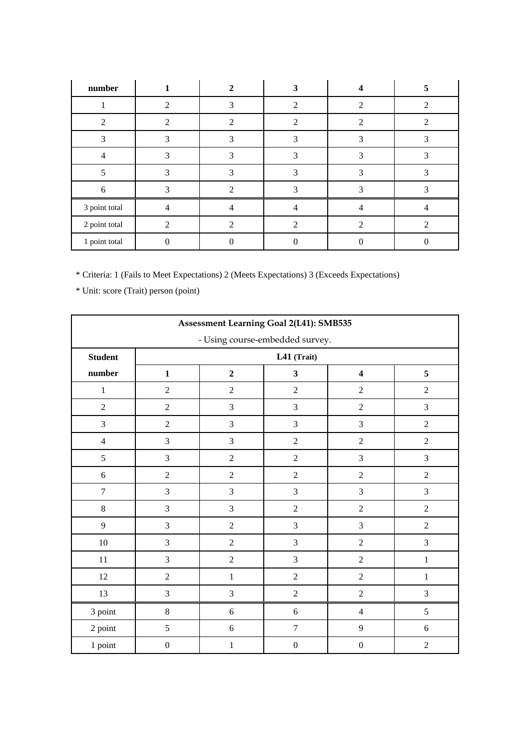| number | 1 | 2 | 3 | 4 | 5 |
|---|---|---|---|---|---|
| 1 | 2 | 3 | 2 | 2 | 2 |
| 2 | 2 | 2 | 2 | 2 | 2 |
| 3 | 3 | 3 | 3 | 3 | 3 |
| 4 | 3 | 3 | 3 | 3 | 3 |
| 5 | 3 | 3 | 3 | 3 | 3 |
| 6 | 3 | 2 | 3 | 3 | 3 |
| 3 point total | 4 | 4 | 4 | 4 | 4 |
| 2 point total | 2 | 2 | 2 | 2 | 2 |
| 1 point total | 0 | 0 | 0 | 0 | 0 |

* Criteria: 1 (Fails to Meet Expectations) 2 (Meets Expectations) 3 (Exceeds Expectations)

* Unit: score (Trait) person (point)

| Assessment Learning Goal 2(L41): SMB535 - Using course-embedded survey. | | | | | |
|---|---|---|---|---|---|
| **Student** | **L41 (Trait)** | | | | |
| **number** | **1** | **2** | **3** | **4** | **5** |
| 1 | 2 | 2 | 2 | 2 | 2 |
| 2 | 2 | 3 | 3 | 2 | 3 |
| 3 | 2 | 3 | 3 | 3 | 2 |
| 4 | 3 | 3 | 2 | 2 | 2 |
| 5 | 3 | 2 | 2 | 3 | 3 |
| 6 | 2 | 2 | 2 | 2 | 2 |
| 7 | 3 | 3 | 3 | 3 | 3 |
| 8 | 3 | 3 | 2 | 2 | 2 |
| 9 | 3 | 2 | 3 | 3 | 2 |
| 10 | 3 | 2 | 3 | 2 | 3 |
| 11 | 3 | 2 | 3 | 2 | 1 |
| 12 | 2 | 1 | 2 | 2 | 1 |
| 13 | 3 | 3 | 2 | 2 | 3 |
| 3 point | 8 | 6 | 6 | 4 | 5 |
| 2 point | 5 | 6 | 7 | 9 | 6 |
| 1 point | 0 | 1 | 0 | 0 | 2 |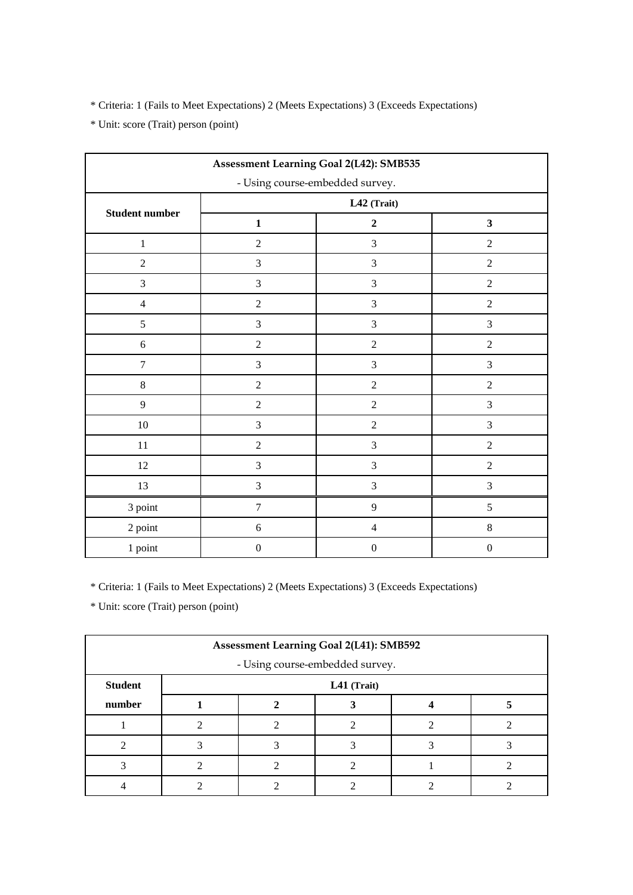* Criteria: 1 (Fails to Meet Expectations) 2 (Meets Expectations) 3 (Exceeds Expectations)

* Unit: score (Trait) person (point)

| Assessment Learning Goal 2(L42): SMB535<br>- Using course-embedded survey. | | | |
|---|---|---|---|
| Student number | L42 (Trait) | | |
| | 1 | 2 | 3 |
| 1 | 2 | 3 | 2 |
| 2 | 3 | 3 | 2 |
| 3 | 3 | 3 | 2 |
| 4 | 2 | 3 | 2 |
| 5 | 3 | 3 | 3 |
| 6 | 2 | 2 | 2 |
| 7 | 3 | 3 | 3 |
| 8 | 2 | 2 | 2 |
| 9 | 2 | 2 | 3 |
| 10 | 3 | 2 | 3 |
| 11 | 2 | 3 | 2 |
| 12 | 3 | 3 | 2 |
| 13 | 3 | 3 | 3 |
| 3 point | 7 | 9 | 5 |
| 2 point | 6 | 4 | 8 |
| 1 point | 0 | 0 | 0 |

* Criteria: 1 (Fails to Meet Expectations) 2 (Meets Expectations) 3 (Exceeds Expectations)

* Unit: score (Trait) person (point)

| Assessment Learning Goal 2(L41): SMB592<br>- Using course-embedded survey. | | | | | |
|---|---|---|---|---|---|
| Student | L41 (Trait) | | | | |
| number | 1 | 2 | 3 | 4 | 5 |
| 1 | 2 | 2 | 2 | 2 | 2 |
| 2 | 3 | 3 | 3 | 3 | 3 |
| 3 | 2 | 2 | 2 | 1 | 2 |
| 4 | 2 | 2 | 2 | 2 | 2 |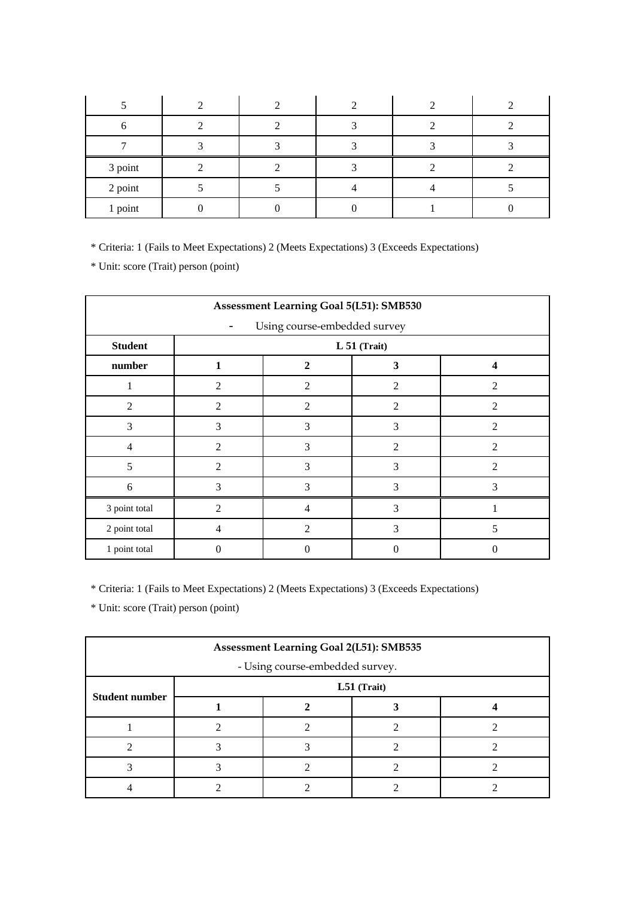| 5 | 2 | 2 | 2 | 2 | 2 |
|---|---|---|---|---|---|
| 6 | 2 | 2 | 3 | 2 | 2 |
| 7 | 3 | 3 | 3 | 3 | 3 |
| 3 point | 2 | 2 | 3 | 2 | 2 |
| 2 point | 5 | 5 | 4 | 4 | 5 |
| 1 point | 0 | 0 | 0 | 1 | 0 |

* Criteria: 1 (Fails to Meet Expectations) 2 (Meets Expectations) 3 (Exceeds Expectations)

* Unit: score (Trait) person (point)

| **Assessment Learning Goal 5(L51): SMB530 - Using course-embedded survey** | | | | |
|---|---|---|---|---|
| **Student number** | **L 51 (Trait)** | | | |
| | **1** | **2** | **3** | **4** |
| 1 | 2 | 2 | 2 | 2 |
| 2 | 2 | 2 | 2 | 2 |
| 3 | 3 | 3 | 3 | 2 |
| 4 | 2 | 3 | 2 | 2 |
| 5 | 2 | 3 | 3 | 2 |
| 6 | 3 | 3 | 3 | 3 |
| 3 point total | 2 | 4 | 3 | 1 |
| 2 point total | 4 | 2 | 3 | 5 |
| 1 point total | 0 | 0 | 0 | 0 |

* Criteria: 1 (Fails to Meet Expectations) 2 (Meets Expectations) 3 (Exceeds Expectations)

* Unit: score (Trait) person (point)

| **Assessment Learning Goal 2(L51): SMB535 - Using course-embedded survey.** | | | | |
|---|---|---|---|---|
| **Student number** | **L51 (Trait)** | | | |
| | **1** | **2** | **3** | **4** |
| 1 | 2 | 2 | 2 | 2 |
| 2 | 3 | 3 | 2 | 2 |
| 3 | 3 | 2 | 2 | 2 |
| 4 | 2 | 2 | 2 | 2 |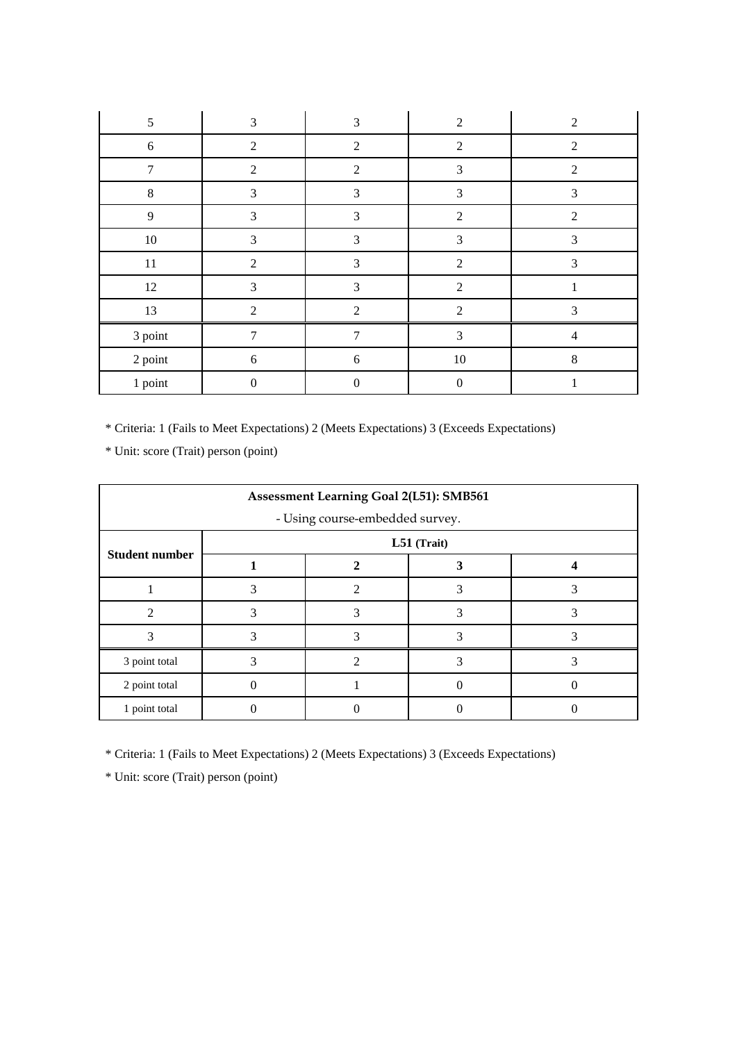| | | | | |
|---|---|---|---|---|
| 5 | 3 | 3 | 2 | 2 |
| 6 | 2 | 2 | 2 | 2 |
| 7 | 2 | 2 | 3 | 2 |
| 8 | 3 | 3 | 3 | 3 |
| 9 | 3 | 3 | 2 | 2 |
| 10 | 3 | 3 | 3 | 3 |
| 11 | 2 | 3 | 2 | 3 |
| 12 | 3 | 3 | 2 | 1 |
| 13 | 2 | 2 | 2 | 3 |
| 3 point | 7 | 7 | 3 | 4 |
| 2 point | 6 | 6 | 10 | 8 |
| 1 point | 0 | 0 | 0 | 1 |

* Criteria: 1 (Fails to Meet Expectations) 2 (Meets Expectations) 3 (Exceeds Expectations)

* Unit: score (Trait) person (point)

| Assessment Learning Goal 2(L51): SMB561<br>- Using course-embedded survey. | | | | |
|---|---|---|---|---|
| **Student number** | **L51 (Trait)** | | | |
| | **1** | **2** | **3** | **4** |
| 1 | 3 | 2 | 3 | 3 |
| 2 | 3 | 3 | 3 | 3 |
| 3 | 3 | 3 | 3 | 3 |
| 3 point total | 3 | 2 | 3 | 3 |
| 2 point total | 0 | 1 | 0 | 0 |
| 1 point total | 0 | 0 | 0 | 0 |

* Criteria: 1 (Fails to Meet Expectations) 2 (Meets Expectations) 3 (Exceeds Expectations)

* Unit: score (Trait) person (point)